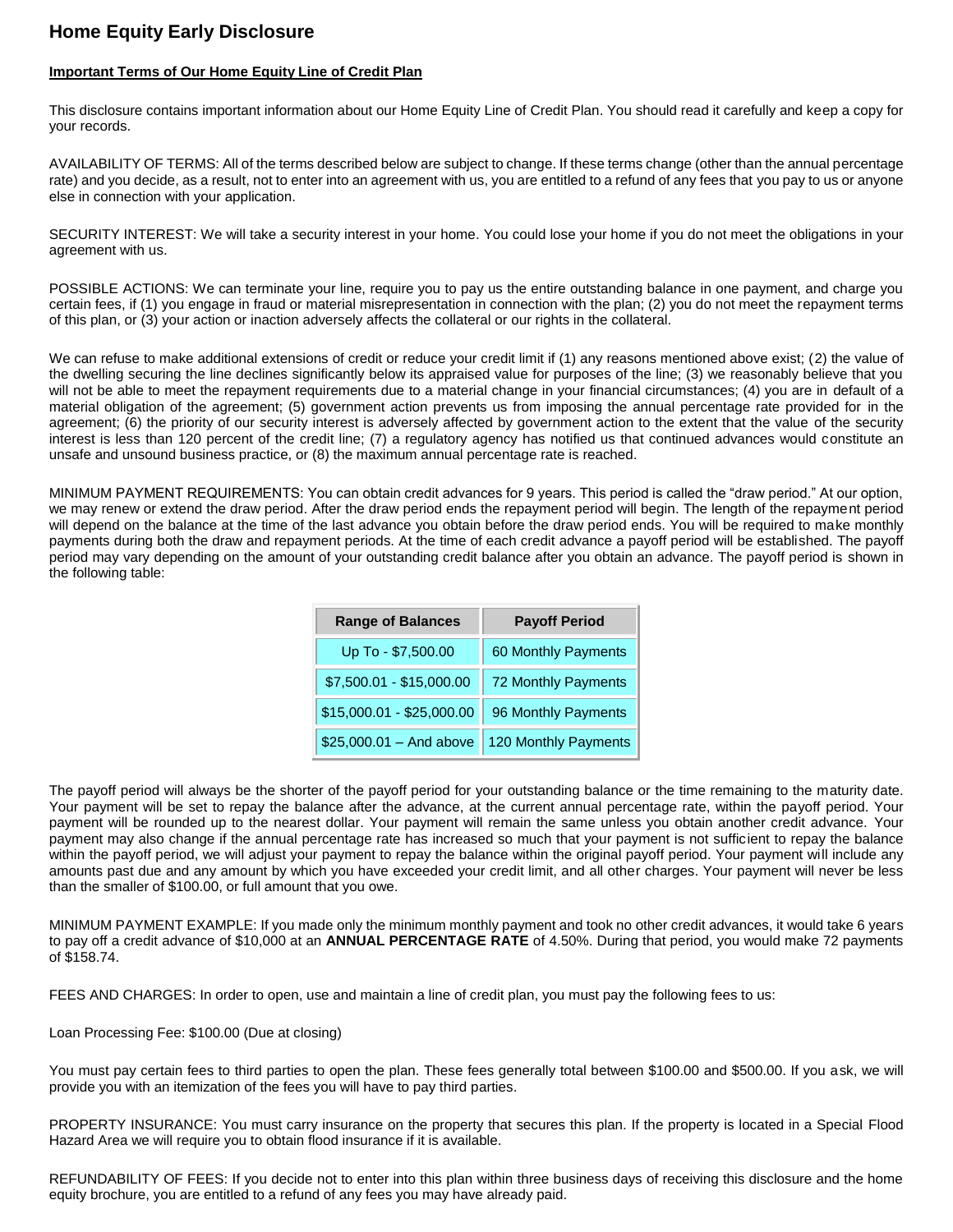# Home Equity Early Disclosure

**Important Terms of Our Home Equity Line of Credit Plan**

This disclosure contains important information about our Home Equity Line of Credit Plan. You should read it carefully and keep a copy for your records.

AVAILABILITY OF TERMS: All of the terms described below are subject to change. If these terms change (other than the annual percentage rate) and you decide, as a result, not to enter into an agreement with us, you are entitled to a refund of any fees that you pay to us or anyone else in connection with your application.

SECURITY INTEREST: We will take a security interest in your home. You could lose your home if you do not meet the obligations in your agreement with us.

POSSIBLE ACTIONS: We can terminate your line, require you to pay us the entire outstanding balance in one payment, and charge you certain fees, if (1) you engage in fraud or material misrepresentation in connection with the plan; (2) you do not meet the repayment terms of this plan, or (3) your action or inaction adversely affects the collateral or our rights in the collateral.

We can refuse to make additional extensions of credit or reduce your credit limit if (1) any reasons mentioned above exist; (2) the value of the dwelling securing the line declines significantly below its appraised value for purposes of the line; (3) we reasonably believe that you will not be able to meet the repayment requirements due to a material change in your financial circumstances; (4) you are in default of a material obligation of the agreement; (5) government action prevents us from imposing the annual percentage rate provided for in the agreement; (6) the priority of our security interest is adversely affected by government action to the extent that the value of the security interest is less than 120 percent of the credit line; (7) a regulatory agency has notified us that continued advances would constitute an unsafe and unsound business practice, or (8) the maximum annual percentage rate is reached.

MINIMUM PAYMENT REQUIREMENTS: You can obtain credit advances for 9 years. This period is called the "draw period." At our option, we may renew or extend the draw period. After the draw period ends the repayment period will begin. The length of the repayment period will depend on the balance at the time of the last advance you obtain before the draw period ends. You will be required to make monthly payments during both the draw and repayment periods. At the time of each credit advance a payoff period will be established. The payoff period may vary depending on the amount of your outstanding credit balance after you obtain an advance. The payoff period is shown in the following table:

| Range of Balances | Payoff Period |
|---|---|
| Up To - $7,500.00 | 60 Monthly Payments |
| $7,500.01 - $15,000.00 | 72 Monthly Payments |
| $15,000.01 - $25,000.00 | 96 Monthly Payments |
| $25,000.01 – And above | 120 Monthly Payments |

The payoff period will always be the shorter of the payoff period for your outstanding balance or the time remaining to the maturity date. Your payment will be set to repay the balance after the advance, at the current annual percentage rate, within the payoff period. Your payment will be rounded up to the nearest dollar. Your payment will remain the same unless you obtain another credit advance. Your payment may also change if the annual percentage rate has increased so much that your payment is not sufficient to repay the balance within the payoff period, we will adjust your payment to repay the balance within the original payoff period. Your payment will include any amounts past due and any amount by which you have exceeded your credit limit, and all other charges. Your payment will never be less than the smaller of $100.00, or full amount that you owe.

MINIMUM PAYMENT EXAMPLE: If you made only the minimum monthly payment and took no other credit advances, it would take 6 years to pay off a credit advance of $10,000 at an **ANNUAL PERCENTAGE RATE** of 4.50%. During that period, you would make 72 payments of $158.74.

FEES AND CHARGES: In order to open, use and maintain a line of credit plan, you must pay the following fees to us:

Loan Processing Fee: $100.00 (Due at closing)

You must pay certain fees to third parties to open the plan. These fees generally total between $100.00 and $500.00. If you ask, we will provide you with an itemization of the fees you will have to pay third parties.

PROPERTY INSURANCE: You must carry insurance on the property that secures this plan. If the property is located in a Special Flood Hazard Area we will require you to obtain flood insurance if it is available.

REFUNDABILITY OF FEES: If you decide not to enter into this plan within three business days of receiving this disclosure and the home equity brochure, you are entitled to a refund of any fees you may have already paid.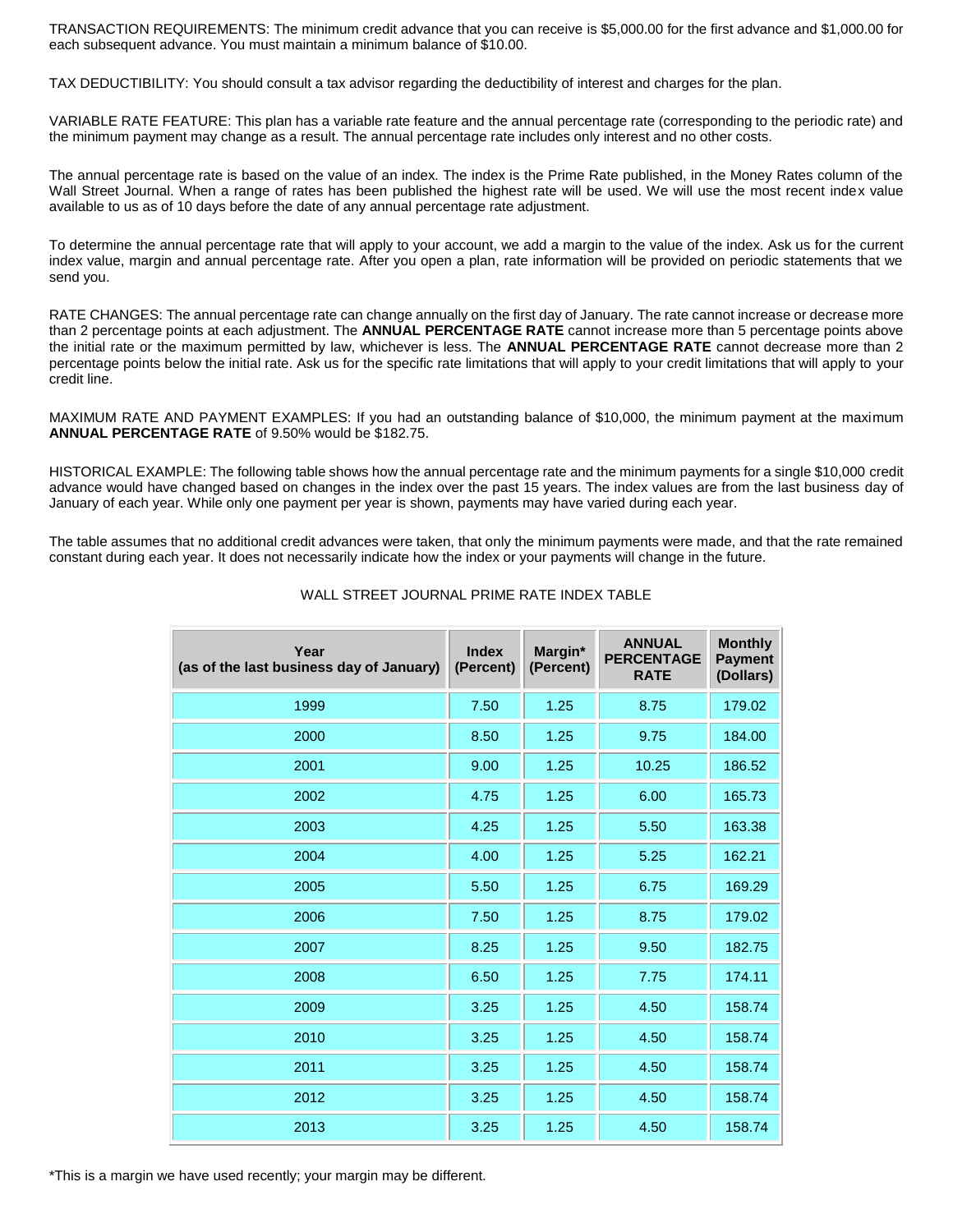TRANSACTION REQUIREMENTS: The minimum credit advance that you can receive is $5,000.00 for the first advance and $1,000.00 for each subsequent advance. You must maintain a minimum balance of $10.00.

TAX DEDUCTIBILITY: You should consult a tax advisor regarding the deductibility of interest and charges for the plan.

VARIABLE RATE FEATURE: This plan has a variable rate feature and the annual percentage rate (corresponding to the periodic rate) and the minimum payment may change as a result. The annual percentage rate includes only interest and no other costs.

The annual percentage rate is based on the value of an index. The index is the Prime Rate published, in the Money Rates column of the Wall Street Journal. When a range of rates has been published the highest rate will be used. We will use the most recent index value available to us as of 10 days before the date of any annual percentage rate adjustment.

To determine the annual percentage rate that will apply to your account, we add a margin to the value of the index. Ask us for the current index value, margin and annual percentage rate. After you open a plan, rate information will be provided on periodic statements that we send you.

RATE CHANGES: The annual percentage rate can change annually on the first day of January. The rate cannot increase or decrease more than 2 percentage points at each adjustment. The **ANNUAL PERCENTAGE RATE** cannot increase more than 5 percentage points above the initial rate or the maximum permitted by law, whichever is less. The **ANNUAL PERCENTAGE RATE** cannot decrease more than 2 percentage points below the initial rate. Ask us for the specific rate limitations that will apply to your credit limitations that will apply to your credit line.

MAXIMUM RATE AND PAYMENT EXAMPLES: If you had an outstanding balance of $10,000, the minimum payment at the maximum **ANNUAL PERCENTAGE RATE** of 9.50% would be $182.75.

HISTORICAL EXAMPLE: The following table shows how the annual percentage rate and the minimum payments for a single $10,000 credit advance would have changed based on changes in the index over the past 15 years. The index values are from the last business day of January of each year. While only one payment per year is shown, payments may have varied during each year.

The table assumes that no additional credit advances were taken, that only the minimum payments were made, and that the rate remained constant during each year. It does not necessarily indicate how the index or your payments will change in the future.

WALL STREET JOURNAL PRIME RATE INDEX TABLE

| Year (as of the last business day of January) | Index (Percent) | Margin* (Percent) | ANNUAL PERCENTAGE RATE | Monthly Payment (Dollars) |
|---|---|---|---|---|
| 1999 | 7.50 | 1.25 | 8.75 | 179.02 |
| 2000 | 8.50 | 1.25 | 9.75 | 184.00 |
| 2001 | 9.00 | 1.25 | 10.25 | 186.52 |
| 2002 | 4.75 | 1.25 | 6.00 | 165.73 |
| 2003 | 4.25 | 1.25 | 5.50 | 163.38 |
| 2004 | 4.00 | 1.25 | 5.25 | 162.21 |
| 2005 | 5.50 | 1.25 | 6.75 | 169.29 |
| 2006 | 7.50 | 1.25 | 8.75 | 179.02 |
| 2007 | 8.25 | 1.25 | 9.50 | 182.75 |
| 2008 | 6.50 | 1.25 | 7.75 | 174.11 |
| 2009 | 3.25 | 1.25 | 4.50 | 158.74 |
| 2010 | 3.25 | 1.25 | 4.50 | 158.74 |
| 2011 | 3.25 | 1.25 | 4.50 | 158.74 |
| 2012 | 3.25 | 1.25 | 4.50 | 158.74 |
| 2013 | 3.25 | 1.25 | 4.50 | 158.74 |

*This is a margin we have used recently; your margin may be different.